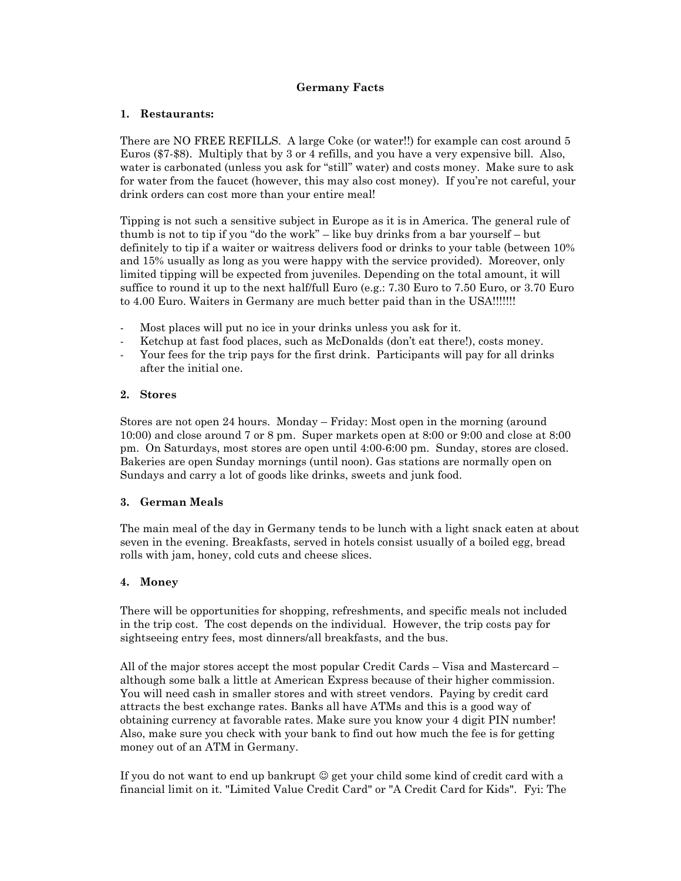**Germany Facts**

## 1. Restaurants:

There are NO FREE REFILLS. A large Coke (or water!!) for example can cost around 5 Euros ($7-$8). Multiply that by 3 or 4 refills, and you have a very expensive bill. Also, water is carbonated (unless you ask for "still" water) and costs money. Make sure to ask for water from the faucet (however, this may also cost money). If you're not careful, your drink orders can cost more than your entire meal!

Tipping is not such a sensitive subject in Europe as it is in America. The general rule of thumb is not to tip if you "do the work" – like buy drinks from a bar yourself – but definitely to tip if a waiter or waitress delivers food or drinks to your table (between 10% and 15% usually as long as you were happy with the service provided). Moreover, only limited tipping will be expected from juveniles. Depending on the total amount, it will suffice to round it up to the next half/full Euro (e.g.: 7.30 Euro to 7.50 Euro, or 3.70 Euro to 4.00 Euro. Waiters in Germany are much better paid than in the USA!!!!!!!

- Most places will put no ice in your drinks unless you ask for it.
- Ketchup at fast food places, such as McDonalds (don't eat there!), costs money.
- Your fees for the trip pays for the first drink. Participants will pay for all drinks after the initial one.

## 2. Stores

Stores are not open 24 hours. Monday – Friday: Most open in the morning (around 10:00) and close around 7 or 8 pm. Super markets open at 8:00 or 9:00 and close at 8:00 pm. On Saturdays, most stores are open until 4:00-6:00 pm. Sunday, stores are closed. Bakeries are open Sunday mornings (until noon). Gas stations are normally open on Sundays and carry a lot of goods like drinks, sweets and junk food.

## 3. German Meals

The main meal of the day in Germany tends to be lunch with a light snack eaten at about seven in the evening. Breakfasts, served in hotels consist usually of a boiled egg, bread rolls with jam, honey, cold cuts and cheese slices.

## 4. Money

There will be opportunities for shopping, refreshments, and specific meals not included in the trip cost. The cost depends on the individual. However, the trip costs pay for sightseeing entry fees, most dinners/all breakfasts, and the bus.

All of the major stores accept the most popular Credit Cards – Visa and Mastercard – although some balk a little at American Express because of their higher commission. You will need cash in smaller stores and with street vendors. Paying by credit card attracts the best exchange rates. Banks all have ATMs and this is a good way of obtaining currency at favorable rates. Make sure you know your 4 digit PIN number! Also, make sure you check with your bank to find out how much the fee is for getting money out of an ATM in Germany.

If you do not want to end up bankrupt ☺ get your child some kind of credit card with a financial limit on it. "Limited Value Credit Card" or "A Credit Card for Kids". Fyi: The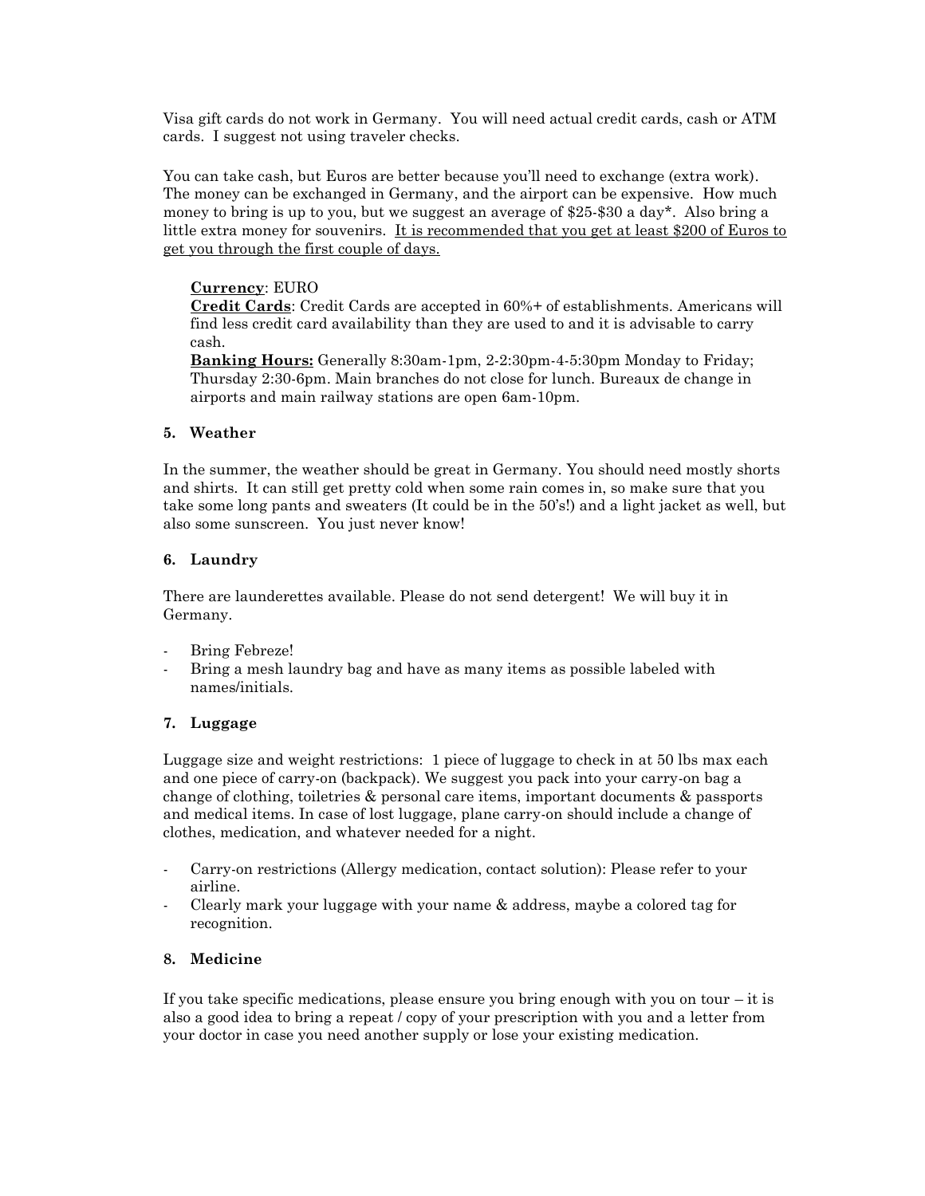Visa gift cards do not work in Germany. You will need actual credit cards, cash or ATM cards. I suggest not using traveler checks.

You can take cash, but Euros are better because you'll need to exchange (extra work). The money can be exchanged in Germany, and the airport can be expensive. How much money to bring is up to you, but we suggest an average of $25-$30 a day*. Also bring a little extra money for souvenirs. <u>It is recommended that you get at least $200 of Euros to get you through the first couple of days.</u>

> **<u>Currency</u>**: EURO
> **<u>Credit Cards</u>**: Credit Cards are accepted in 60%+ of establishments. Americans will find less credit card availability than they are used to and it is advisable to carry cash.
> **<u>Banking Hours:</u>** Generally 8:30am-1pm, 2-2:30pm-4-5:30pm Monday to Friday; Thursday 2:30-6pm. Main branches do not close for lunch. Bureaux de change in airports and main railway stations are open 6am-10pm.

### 5. Weather

In the summer, the weather should be great in Germany. You should need mostly shorts and shirts. It can still get pretty cold when some rain comes in, so make sure that you take some long pants and sweaters (It could be in the 50's!) and a light jacket as well, but also some sunscreen. You just never know!

### 6. Laundry

There are launderettes available. Please do not send detergent! We will buy it in Germany.

- Bring Febreze!
- Bring a mesh laundry bag and have as many items as possible labeled with names/initials.

### 7. Luggage

Luggage size and weight restrictions: 1 piece of luggage to check in at 50 lbs max each and one piece of carry-on (backpack). We suggest you pack into your carry-on bag a change of clothing, toiletries & personal care items, important documents & passports and medical items. In case of lost luggage, plane carry-on should include a change of clothes, medication, and whatever needed for a night.

- Carry-on restrictions (Allergy medication, contact solution): Please refer to your airline.
- Clearly mark your luggage with your name & address, maybe a colored tag for recognition.

### 8. Medicine

If you take specific medications, please ensure you bring enough with you on tour – it is also a good idea to bring a repeat / copy of your prescription with you and a letter from your doctor in case you need another supply or lose your existing medication.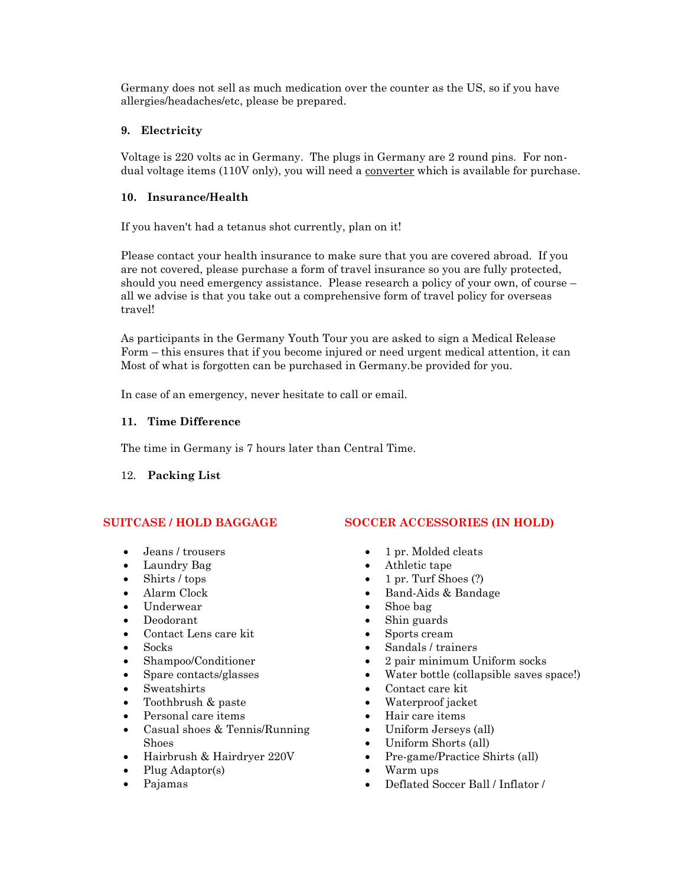Germany does not sell as much medication over the counter as the US, so if you have allergies/headaches/etc, please be prepared.

### 9. Electricity

Voltage is 220 volts ac in Germany. The plugs in Germany are 2 round pins. For non-dual voltage items (110V only), you will need a converter which is available for purchase.

### 10. Insurance/Health

If you haven't had a tetanus shot currently, plan on it!

Please contact your health insurance to make sure that you are covered abroad. If you are not covered, please purchase a form of travel insurance so you are fully protected, should you need emergency assistance. Please research a policy of your own, of course – all we advise is that you take out a comprehensive form of travel policy for overseas travel!

As participants in the Germany Youth Tour you are asked to sign a Medical Release Form – this ensures that if you become injured or need urgent medical attention, it can Most of what is forgotten can be purchased in Germany.be provided for you.

In case of an emergency, never hesitate to call or email.

### 11. Time Difference

The time in Germany is 7 hours later than Central Time.

### 12. Packing List

**SUITCASE / HOLD BAGGAGE**

- Jeans / trousers
- Laundry Bag
- Shirts / tops
- Alarm Clock
- Underwear
- Deodorant
- Contact Lens care kit
- Socks
- Shampoo/Conditioner
- Spare contacts/glasses
- Sweatshirts
- Toothbrush & paste
- Personal care items
- Casual shoes & Tennis/Running Shoes
- Hairbrush & Hairdryer 220V
- Plug Adaptor(s)
- Pajamas

**SOCCER ACCESSORIES (IN HOLD)**

- 1 pr. Molded cleats
- Athletic tape
- 1 pr. Turf Shoes (?)
- Band-Aids & Bandage
- Shoe bag
- Shin guards
- Sports cream
- Sandals / trainers
- 2 pair minimum Uniform socks
- Water bottle (collapsible saves space!)
- Contact care kit
- Waterproof jacket
- Hair care items
- Uniform Jerseys (all)
- Uniform Shorts (all)
- Pre-game/Practice Shirts (all)
- Warm ups
- Deflated Soccer Ball / Inflator /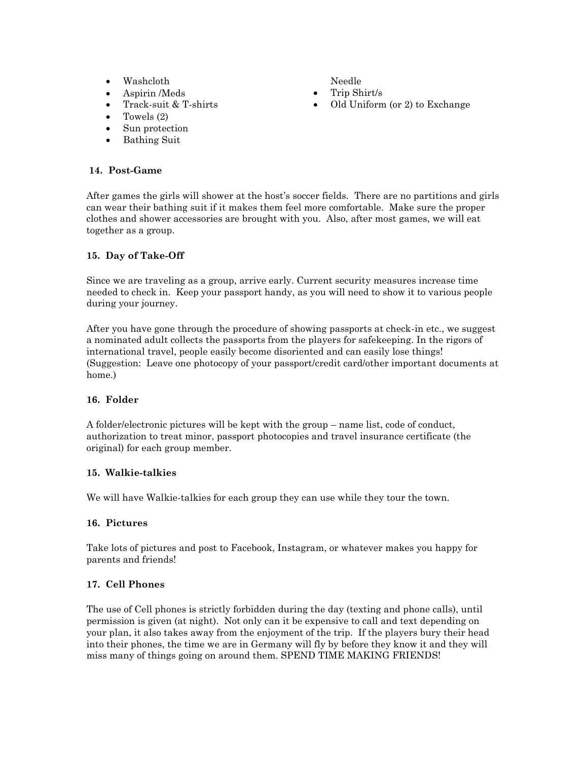- Washcloth
- Aspirin /Meds
- Track-suit & T-shirts
- Towels (2)
- Sun protection
- Bathing Suit
- Needle
- Trip Shirt/s
- Old Uniform (or 2) to Exchange

**14. Post-Game**

After games the girls will shower at the host's soccer fields. There are no partitions and girls can wear their bathing suit if it makes them feel more comfortable. Make sure the proper clothes and shower accessories are brought with you. Also, after most games, we will eat together as a group.

**15. Day of Take-Off**

Since we are traveling as a group, arrive early. Current security measures increase time needed to check in. Keep your passport handy, as you will need to show it to various people during your journey.

After you have gone through the procedure of showing passports at check-in etc., we suggest a nominated adult collects the passports from the players for safekeeping. In the rigors of international travel, people easily become disoriented and can easily lose things! (Suggestion: Leave one photocopy of your passport/credit card/other important documents at home.)

**16. Folder**

A folder/electronic pictures will be kept with the group – name list, code of conduct, authorization to treat minor, passport photocopies and travel insurance certificate (the original) for each group member.

**15. Walkie-talkies**

We will have Walkie-talkies for each group they can use while they tour the town.

**16. Pictures**

Take lots of pictures and post to Facebook, Instagram, or whatever makes you happy for parents and friends!

**17. Cell Phones**

The use of Cell phones is strictly forbidden during the day (texting and phone calls), until permission is given (at night). Not only can it be expensive to call and text depending on your plan, it also takes away from the enjoyment of the trip. If the players bury their head into their phones, the time we are in Germany will fly by before they know it and they will miss many of things going on around them. SPEND TIME MAKING FRIENDS!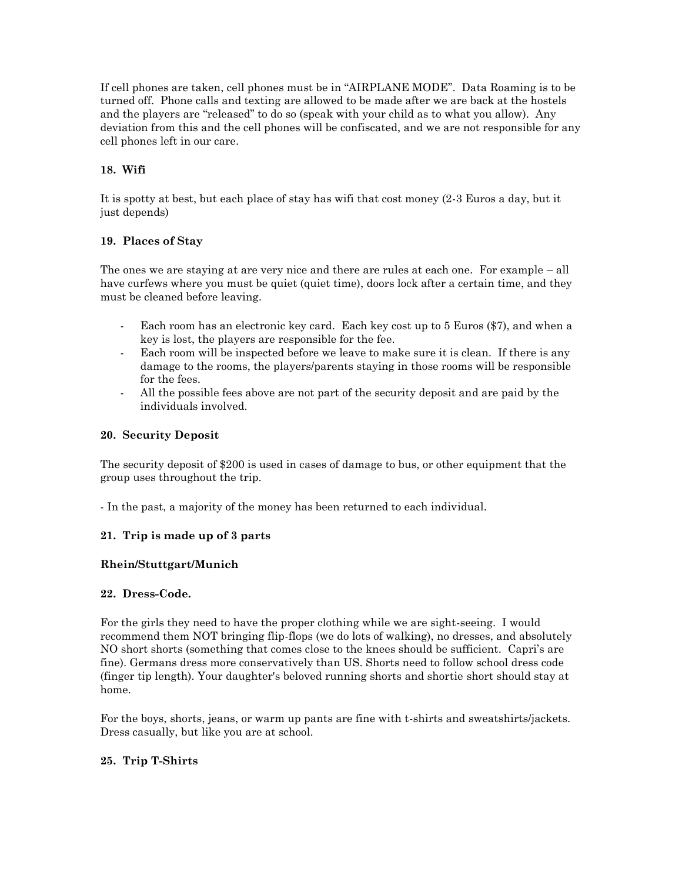If cell phones are taken, cell phones must be in "AIRPLANE MODE". Data Roaming is to be turned off. Phone calls and texting are allowed to be made after we are back at the hostels and the players are "released" to do so (speak with your child as to what you allow). Any deviation from this and the cell phones will be confiscated, and we are not responsible for any cell phones left in our care.

**18. Wifi**

It is spotty at best, but each place of stay has wifi that cost money (2-3 Euros a day, but it just depends)

**19. Places of Stay**

The ones we are staying at are very nice and there are rules at each one. For example – all have curfews where you must be quiet (quiet time), doors lock after a certain time, and they must be cleaned before leaving.

- Each room has an electronic key card. Each key cost up to 5 Euros ($7), and when a key is lost, the players are responsible for the fee.
- Each room will be inspected before we leave to make sure it is clean. If there is any damage to the rooms, the players/parents staying in those rooms will be responsible for the fees.
- All the possible fees above are not part of the security deposit and are paid by the individuals involved.

**20. Security Deposit**

The security deposit of $200 is used in cases of damage to bus, or other equipment that the group uses throughout the trip.

- In the past, a majority of the money has been returned to each individual.

**21. Trip is made up of 3 parts**

**Rhein/Stuttgart/Munich**

**22. Dress-Code.**

For the girls they need to have the proper clothing while we are sight-seeing. I would recommend them NOT bringing flip-flops (we do lots of walking), no dresses, and absolutely NO short shorts (something that comes close to the knees should be sufficient. Capri's are fine). Germans dress more conservatively than US. Shorts need to follow school dress code (finger tip length). Your daughter's beloved running shorts and shortie short should stay at home.

For the boys, shorts, jeans, or warm up pants are fine with t-shirts and sweatshirts/jackets. Dress casually, but like you are at school.

**25. Trip T-Shirts**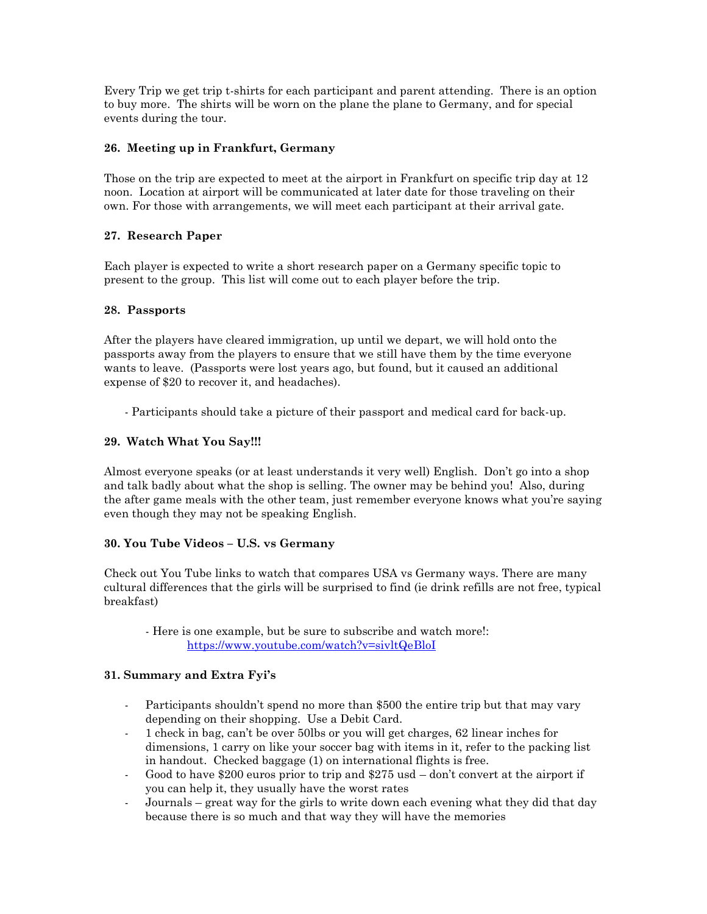Every Trip we get trip t-shirts for each participant and parent attending. There is an option to buy more. The shirts will be worn on the plane the plane to Germany, and for special events during the tour.

### 26. Meeting up in Frankfurt, Germany

Those on the trip are expected to meet at the airport in Frankfurt on specific trip day at 12 noon. Location at airport will be communicated at later date for those traveling on their own. For those with arrangements, we will meet each participant at their arrival gate.

### 27. Research Paper

Each player is expected to write a short research paper on a Germany specific topic to present to the group. This list will come out to each player before the trip.

### 28. Passports

After the players have cleared immigration, up until we depart, we will hold onto the passports away from the players to ensure that we still have them by the time everyone wants to leave. (Passports were lost years ago, but found, but it caused an additional expense of $20 to recover it, and headaches).

- Participants should take a picture of their passport and medical card for back-up.

### 29. Watch What You Say!!!

Almost everyone speaks (or at least understands it very well) English. Don't go into a shop and talk badly about what the shop is selling. The owner may be behind you! Also, during the after game meals with the other team, just remember everyone knows what you're saying even though they may not be speaking English.

### 30. You Tube Videos – U.S. vs Germany

Check out You Tube links to watch that compares USA vs Germany ways. There are many cultural differences that the girls will be surprised to find (ie drink refills are not free, typical breakfast)

- Here is one example, but be sure to subscribe and watch more!:
  https://www.youtube.com/watch?v=sivltQeBloI

### 31. Summary and Extra Fyi's

- Participants shouldn't spend no more than $500 the entire trip but that may vary depending on their shopping. Use a Debit Card.
- 1 check in bag, can't be over 50lbs or you will get charges, 62 linear inches for dimensions, 1 carry on like your soccer bag with items in it, refer to the packing list in handout. Checked baggage (1) on international flights is free.
- Good to have $200 euros prior to trip and $275 usd – don't convert at the airport if you can help it, they usually have the worst rates
- Journals – great way for the girls to write down each evening what they did that day because there is so much and that way they will have the memories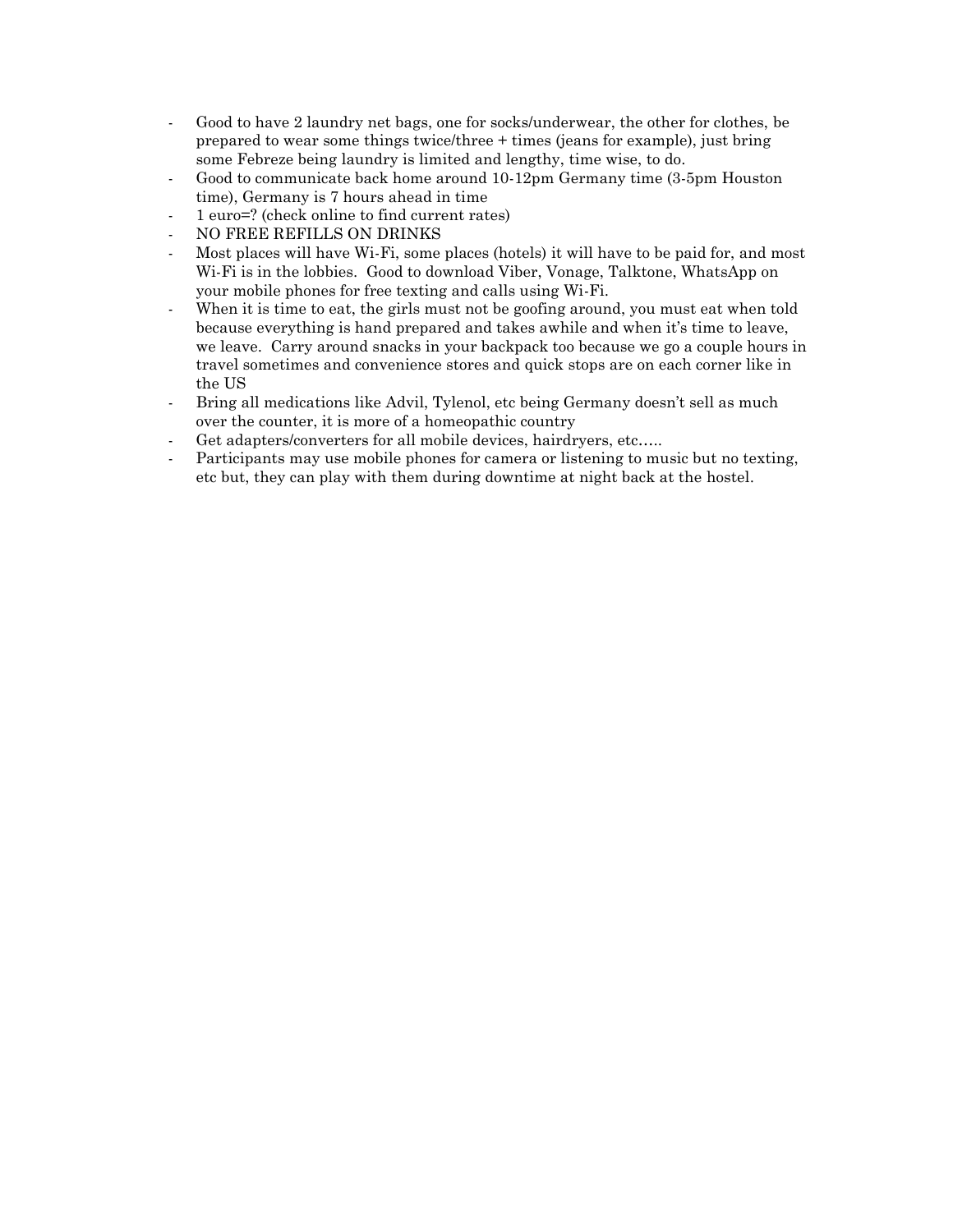- Good to have 2 laundry net bags, one for socks/underwear, the other for clothes, be prepared to wear some things twice/three + times (jeans for example), just bring some Febreze being laundry is limited and lengthy, time wise, to do.
- Good to communicate back home around 10-12pm Germany time (3-5pm Houston time), Germany is 7 hours ahead in time
- 1 euro=? (check online to find current rates)
- NO FREE REFILLS ON DRINKS
- Most places will have Wi-Fi, some places (hotels) it will have to be paid for, and most Wi-Fi is in the lobbies. Good to download Viber, Vonage, Talktone, WhatsApp on your mobile phones for free texting and calls using Wi-Fi.
- When it is time to eat, the girls must not be goofing around, you must eat when told because everything is hand prepared and takes awhile and when it's time to leave, we leave. Carry around snacks in your backpack too because we go a couple hours in travel sometimes and convenience stores and quick stops are on each corner like in the US
- Bring all medications like Advil, Tylenol, etc being Germany doesn't sell as much over the counter, it is more of a homeopathic country
- Get adapters/converters for all mobile devices, hairdryers, etc…..
- Participants may use mobile phones for camera or listening to music but no texting, etc but, they can play with them during downtime at night back at the hostel.